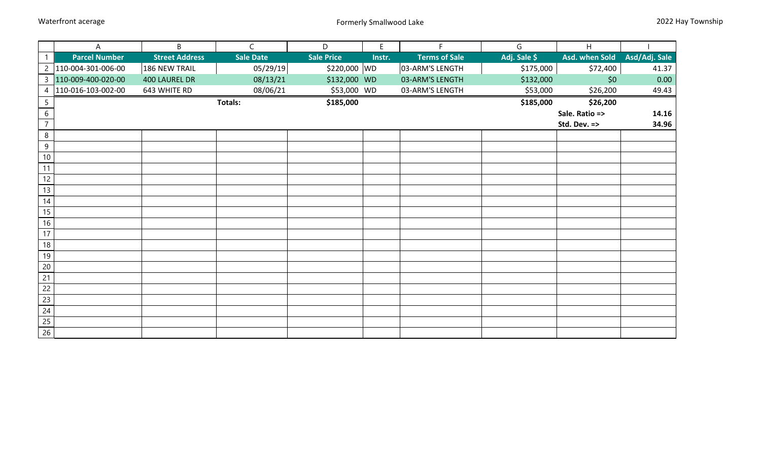Waterfront acerage

Formerly Smallwood Lake

2022 Hay Township

| Parcel Number | Street Address | Sale Date | Sale Price | Instr. | Terms of Sale | Adj. Sale $ | Asd. when Sold | Asd/Adj. Sale |
|---|---|---|---|---|---|---|---|---|
| 110-004-301-006-00 | 186 NEW TRAIL | 05/29/19 | $220,000 | WD | 03-ARM'S LENGTH | $175,000 | $72,400 | 41.37 |
| 110-009-400-020-00 | 400 LAUREL DR | 08/13/21 | $132,000 | WD | 03-ARM'S LENGTH | $132,000 | $0 | 0.00 |
| 110-016-103-002-00 | 643 WHITE RD | 08/06/21 | $53,000 | WD | 03-ARM'S LENGTH | $53,000 | $26,200 | 49.43 |
| | | **Totals:** | **$185,000** | | | **$185,000** | **$26,200** | |
| | | | | | | | **Sale. Ratio =>** | **14.16** |
| | | | | | | | **Std. Dev. =>** | **34.96** |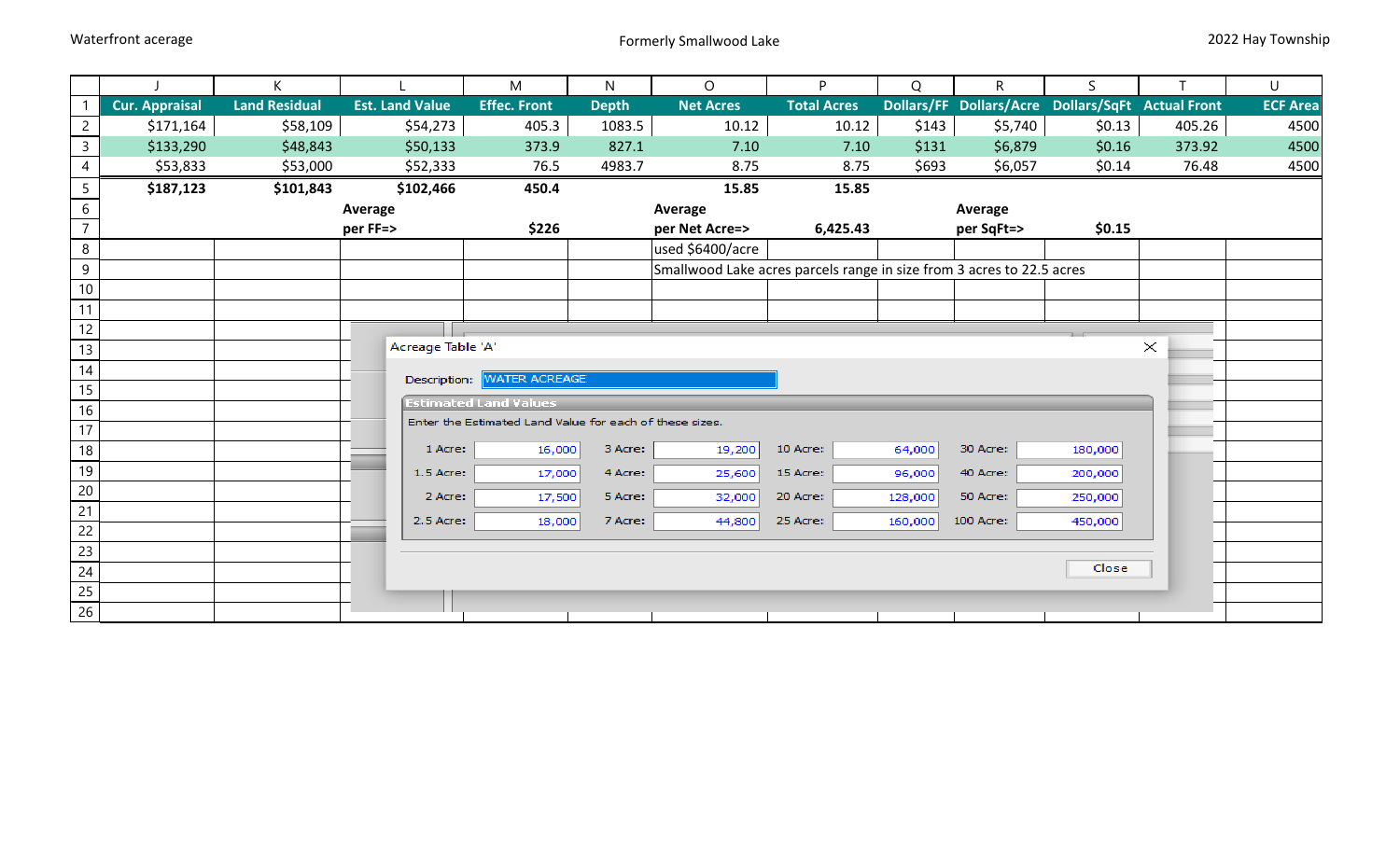Waterfront acerage

Formerly Smallwood Lake

2022 Hay Township

| | J | K | L | M | N | O | P | Q | R | S | T | U |
|---|---|---|---|---|---|---|---|---|---|---|---|---|
| 1 | **Cur. Appraisal** | **Land Residual** | **Est. Land Value** | **Effec. Front** | **Depth** | **Net Acres** | **Total Acres** | **Dollars/FF** | **Dollars/Acre** | **Dollars/SqFt** | **Actual Front** | **ECF Area** |
| 2 | $171,164 | $58,109 | $54,273 | 405.3 | 1083.5 | 10.12 | 10.12 | $143 | $5,740 | $0.13 | 405.26 | 4500 |
| 3 | $133,290 | $48,843 | $50,133 | 373.9 | 827.1 | 7.10 | 7.10 | $131 | $6,879 | $0.16 | 373.92 | 4500 |
| 4 | $53,833 | $53,000 | $52,333 | 76.5 | 4983.7 | 8.75 | 8.75 | $693 | $6,057 | $0.14 | 76.48 | 4500 |
| 5 | **$187,123** | **$101,843** | **$102,466** | **450.4** | | **15.85** | **15.85** | | | | | |
| 6 | | | **Average** | | | **Average** | | | **Average** | | | |
| 7 | | | **per FF=>** | **$226** | | **per Net Acre=>** | **6,425.43** | | **per SqFt=>** | **$0.15** | | |
| 8 | | | | | | used $6400/acre | | | | | | |
| 9 | | | | | | Smallwood Lake acres parcels range in size from 3 acres to 22.5 acres | | | | | | |

Acreage Table 'A'

Description: WATER ACREAGE

**Estimated Land Values**

Enter the Estimated Land Value for each of these sizes.

| | | | | | | | |
|---|---|---|---|---|---|---|---|
| 1 Acre: | 16,000 | 3 Acre: | 19,200 | 10 Acre: | 64,000 | 30 Acre: | 180,000 |
| 1.5 Acre: | 17,000 | 4 Acre: | 25,600 | 15 Acre: | 96,000 | 40 Acre: | 200,000 |
| 2 Acre: | 17,500 | 5 Acre: | 32,000 | 20 Acre: | 128,000 | 50 Acre: | 250,000 |
| 2.5 Acre: | 18,000 | 7 Acre: | 44,800 | 25 Acre: | 160,000 | 100 Acre: | 450,000 |

Close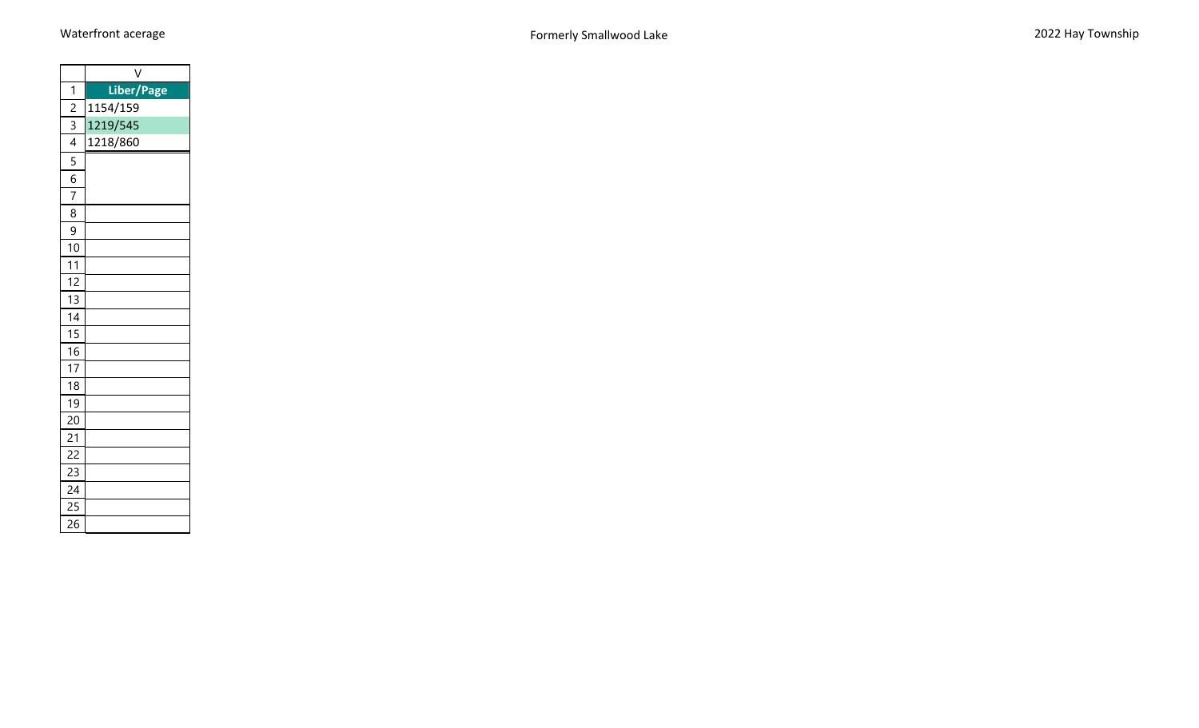| | V |
|---|---|
| 1 | **Liber/Page** |
| 2 | 1154/159 |
| 3 | 1219/545 |
| 4 | 1218/860 |
| 5 | |
| 6 | |
| 7 | |
| 8 | |
| 9 | |
| 10 | |
| 11 | |
| 12 | |
| 13 | |
| 14 | |
| 15 | |
| 16 | |
| 17 | |
| 18 | |
| 19 | |
| 20 | |
| 21 | |
| 22 | |
| 23 | |
| 24 | |
| 25 | |
| 26 | |